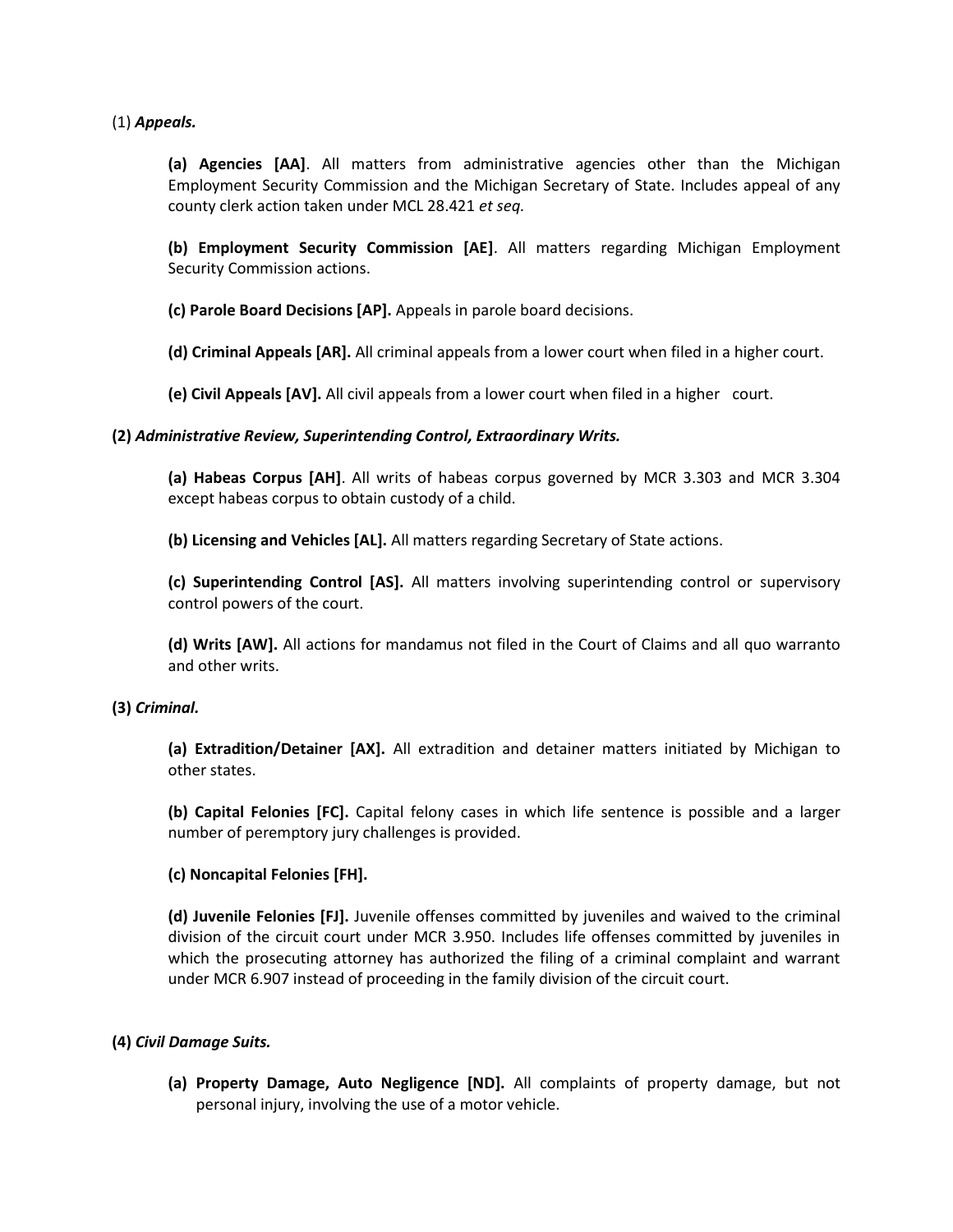(1) ***Appeals.***

**(a) Agencies [AA]**. All matters from administrative agencies other than the Michigan Employment Security Commission and the Michigan Secretary of State. Includes appeal of any county clerk action taken under MCL 28.421 *et seq.*

**(b) Employment Security Commission [AE]**. All matters regarding Michigan Employment Security Commission actions.

**(c) Parole Board Decisions [AP].** Appeals in parole board decisions.

**(d) Criminal Appeals [AR].** All criminal appeals from a lower court when filed in a higher court.

**(e) Civil Appeals [AV].** All civil appeals from a lower court when filed in a higher court.

**(2)** ***Administrative Review, Superintending Control, Extraordinary Writs.***

**(a) Habeas Corpus [AH]**. All writs of habeas corpus governed by MCR 3.303 and MCR 3.304 except habeas corpus to obtain custody of a child.

**(b) Licensing and Vehicles [AL].** All matters regarding Secretary of State actions.

**(c) Superintending Control [AS].** All matters involving superintending control or supervisory control powers of the court.

**(d) Writs [AW].** All actions for mandamus not filed in the Court of Claims and all quo warranto and other writs.

**(3)** ***Criminal.***

**(a) Extradition/Detainer [AX].** All extradition and detainer matters initiated by Michigan to other states.

**(b) Capital Felonies [FC].** Capital felony cases in which life sentence is possible and a larger number of peremptory jury challenges is provided.

**(c) Noncapital Felonies [FH].**

**(d) Juvenile Felonies [FJ].** Juvenile offenses committed by juveniles and waived to the criminal division of the circuit court under MCR 3.950. Includes life offenses committed by juveniles in which the prosecuting attorney has authorized the filing of a criminal complaint and warrant under MCR 6.907 instead of proceeding in the family division of the circuit court.

**(4)** ***Civil Damage Suits.***

**(a) Property Damage, Auto Negligence [ND].** All complaints of property damage, but not personal injury, involving the use of a motor vehicle.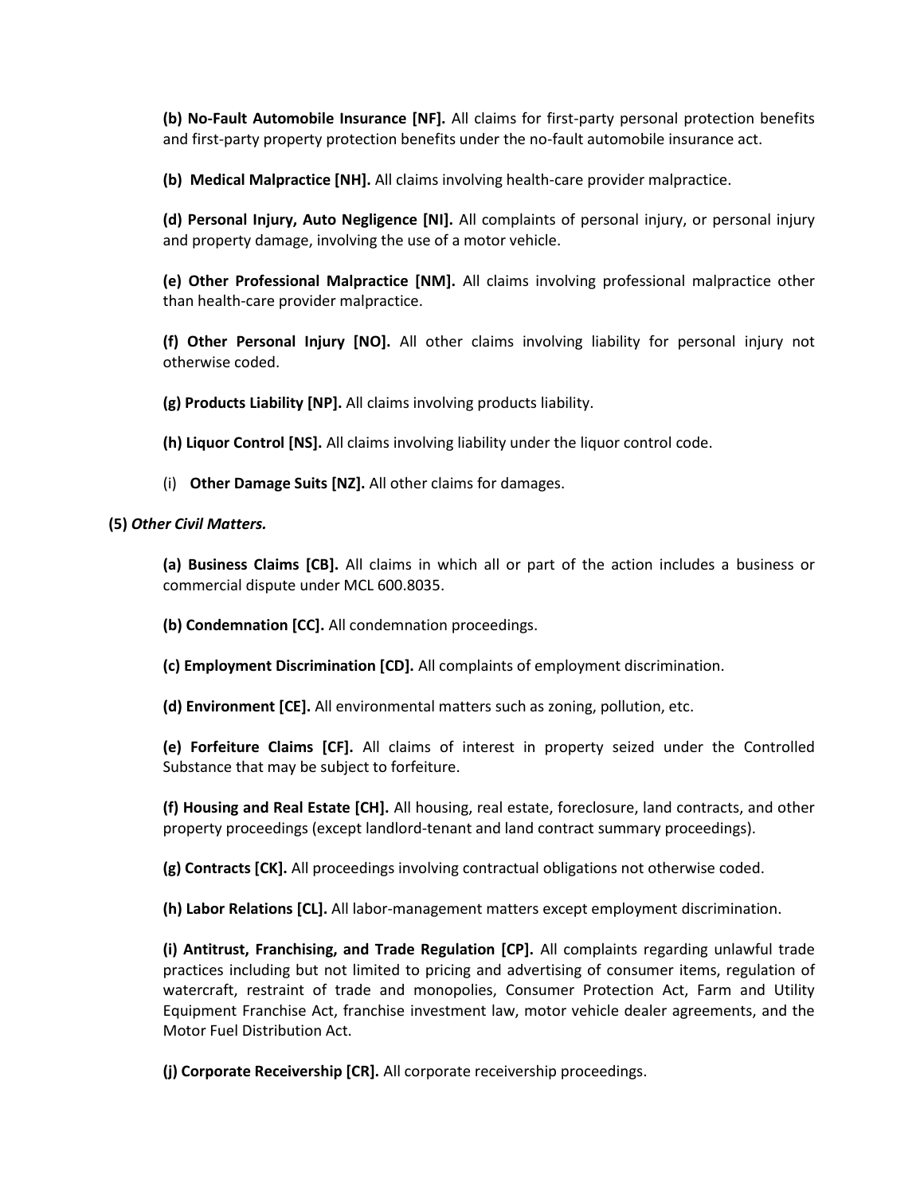**(b) No-Fault Automobile Insurance [NF].** All claims for first-party personal protection benefits and first-party property protection benefits under the no-fault automobile insurance act.

**(b) Medical Malpractice [NH].** All claims involving health-care provider malpractice.

**(d) Personal Injury, Auto Negligence [NI].** All complaints of personal injury, or personal injury and property damage, involving the use of a motor vehicle.

**(e) Other Professional Malpractice [NM].** All claims involving professional malpractice other than health-care provider malpractice.

**(f) Other Personal Injury [NO].** All other claims involving liability for personal injury not otherwise coded.

**(g) Products Liability [NP].** All claims involving products liability.

**(h) Liquor Control [NS].** All claims involving liability under the liquor control code.

(i) **Other Damage Suits [NZ].** All other claims for damages.

**(5)** ***Other Civil Matters.***

**(a) Business Claims [CB].** All claims in which all or part of the action includes a business or commercial dispute under MCL 600.8035.

**(b) Condemnation [CC].** All condemnation proceedings.

**(c) Employment Discrimination [CD].** All complaints of employment discrimination.

**(d) Environment [CE].** All environmental matters such as zoning, pollution, etc.

**(e) Forfeiture Claims [CF].** All claims of interest in property seized under the Controlled Substance that may be subject to forfeiture.

**(f) Housing and Real Estate [CH].** All housing, real estate, foreclosure, land contracts, and other property proceedings (except landlord-tenant and land contract summary proceedings).

**(g) Contracts [CK].** All proceedings involving contractual obligations not otherwise coded.

**(h) Labor Relations [CL].** All labor-management matters except employment discrimination.

**(i) Antitrust, Franchising, and Trade Regulation [CP].** All complaints regarding unlawful trade practices including but not limited to pricing and advertising of consumer items, regulation of watercraft, restraint of trade and monopolies, Consumer Protection Act, Farm and Utility Equipment Franchise Act, franchise investment law, motor vehicle dealer agreements, and the Motor Fuel Distribution Act.

**(j) Corporate Receivership [CR].** All corporate receivership proceedings.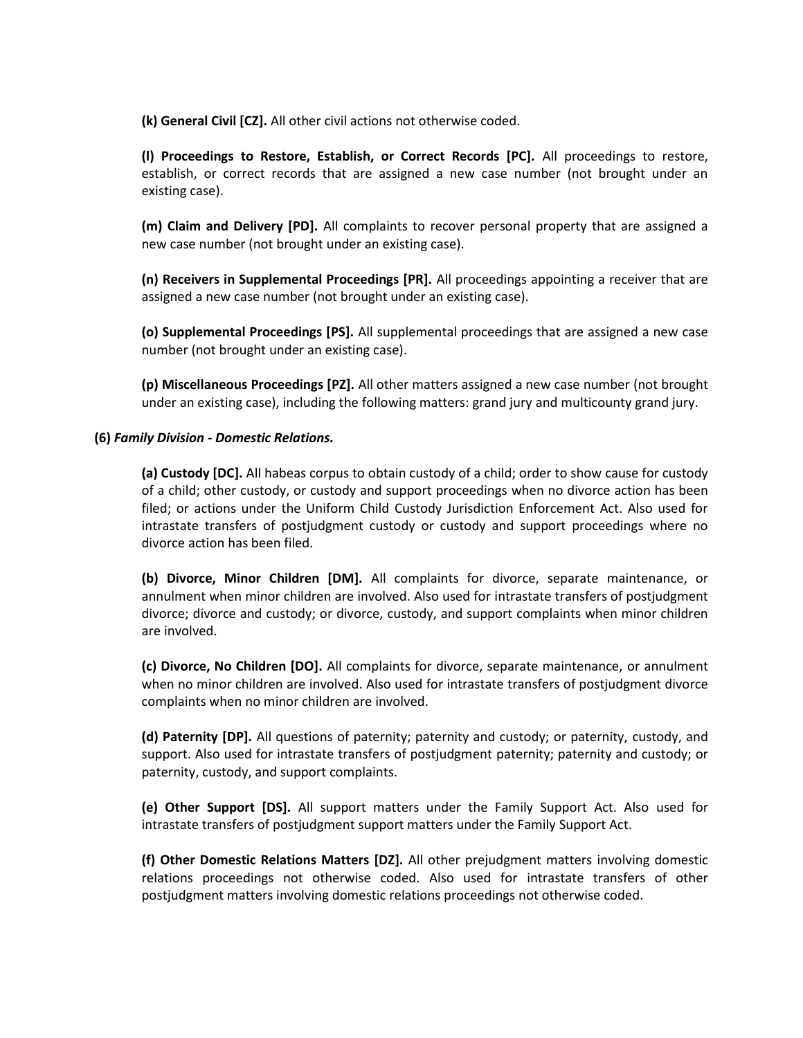**(k) General Civil [CZ].** All other civil actions not otherwise coded.

**(l) Proceedings to Restore, Establish, or Correct Records [PC].** All proceedings to restore, establish, or correct records that are assigned a new case number (not brought under an existing case).

**(m) Claim and Delivery [PD].** All complaints to recover personal property that are assigned a new case number (not brought under an existing case).

**(n) Receivers in Supplemental Proceedings [PR].** All proceedings appointing a receiver that are assigned a new case number (not brought under an existing case).

**(o) Supplemental Proceedings [PS].** All supplemental proceedings that are assigned a new case number (not brought under an existing case).

**(p) Miscellaneous Proceedings [PZ].** All other matters assigned a new case number (not brought under an existing case), including the following matters: grand jury and multicounty grand jury.

**(6)** ***Family Division - Domestic Relations.***

**(a) Custody [DC].** All habeas corpus to obtain custody of a child; order to show cause for custody of a child; other custody, or custody and support proceedings when no divorce action has been filed; or actions under the Uniform Child Custody Jurisdiction Enforcement Act. Also used for intrastate transfers of postjudgment custody or custody and support proceedings where no divorce action has been filed.

**(b) Divorce, Minor Children [DM].** All complaints for divorce, separate maintenance, or annulment when minor children are involved. Also used for intrastate transfers of postjudgment divorce; divorce and custody; or divorce, custody, and support complaints when minor children are involved.

**(c) Divorce, No Children [DO].** All complaints for divorce, separate maintenance, or annulment when no minor children are involved. Also used for intrastate transfers of postjudgment divorce complaints when no minor children are involved.

**(d) Paternity [DP].** All questions of paternity; paternity and custody; or paternity, custody, and support. Also used for intrastate transfers of postjudgment paternity; paternity and custody; or paternity, custody, and support complaints.

**(e) Other Support [DS].** All support matters under the Family Support Act. Also used for intrastate transfers of postjudgment support matters under the Family Support Act.

**(f) Other Domestic Relations Matters [DZ].** All other prejudgment matters involving domestic relations proceedings not otherwise coded. Also used for intrastate transfers of other postjudgment matters involving domestic relations proceedings not otherwise coded.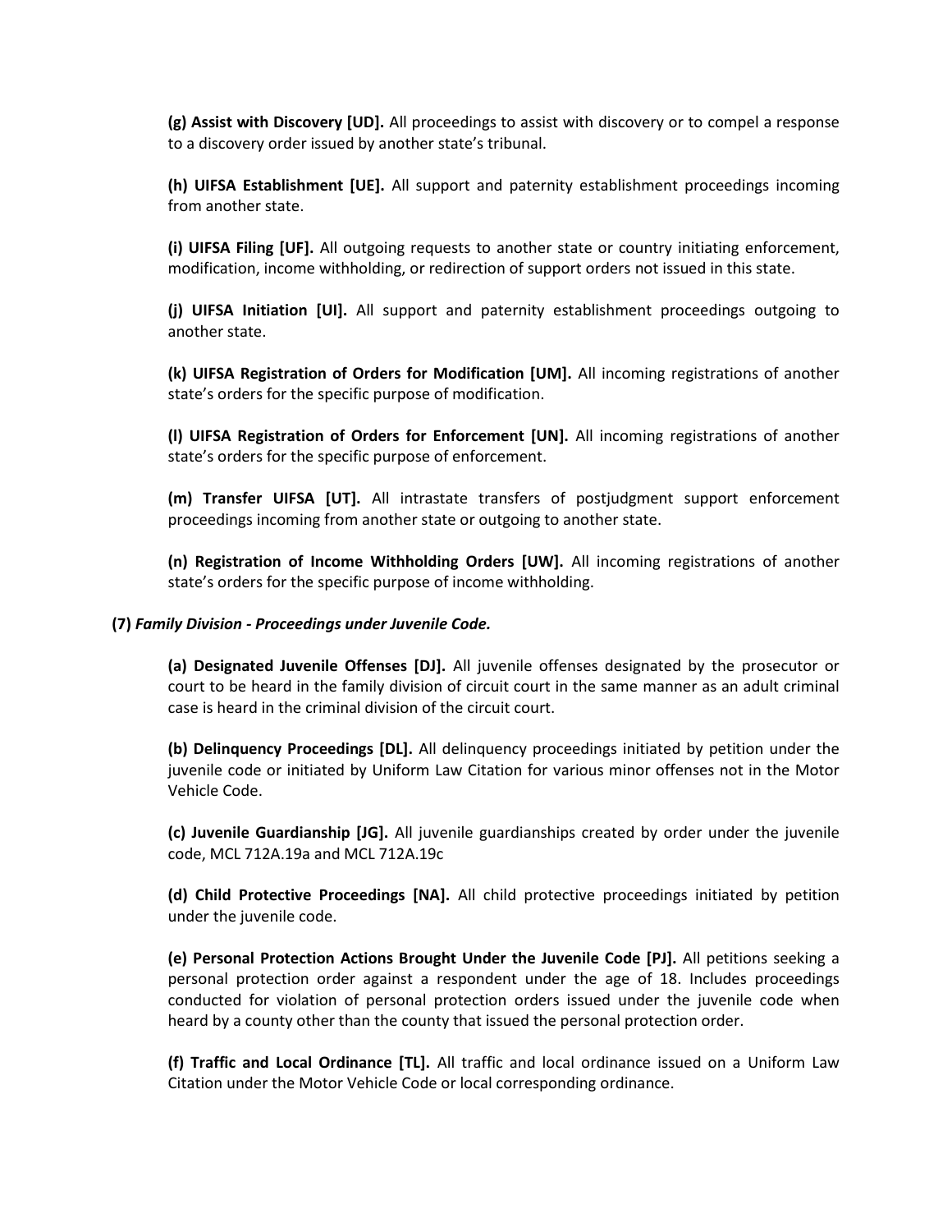**(g) Assist with Discovery [UD].** All proceedings to assist with discovery or to compel a response to a discovery order issued by another state's tribunal.

**(h) UIFSA Establishment [UE].** All support and paternity establishment proceedings incoming from another state.

**(i) UIFSA Filing [UF].** All outgoing requests to another state or country initiating enforcement, modification, income withholding, or redirection of support orders not issued in this state.

**(j) UIFSA Initiation [UI].** All support and paternity establishment proceedings outgoing to another state.

**(k) UIFSA Registration of Orders for Modification [UM].** All incoming registrations of another state's orders for the specific purpose of modification.

**(l) UIFSA Registration of Orders for Enforcement [UN].** All incoming registrations of another state's orders for the specific purpose of enforcement.

**(m) Transfer UIFSA [UT].** All intrastate transfers of postjudgment support enforcement proceedings incoming from another state or outgoing to another state.

**(n) Registration of Income Withholding Orders [UW].** All incoming registrations of another state's orders for the specific purpose of income withholding.

**(7)** ***Family Division - Proceedings under Juvenile Code.***

**(a) Designated Juvenile Offenses [DJ].** All juvenile offenses designated by the prosecutor or court to be heard in the family division of circuit court in the same manner as an adult criminal case is heard in the criminal division of the circuit court.

**(b) Delinquency Proceedings [DL].** All delinquency proceedings initiated by petition under the juvenile code or initiated by Uniform Law Citation for various minor offenses not in the Motor Vehicle Code.

**(c) Juvenile Guardianship [JG].** All juvenile guardianships created by order under the juvenile code, MCL 712A.19a and MCL 712A.19c

**(d) Child Protective Proceedings [NA].** All child protective proceedings initiated by petition under the juvenile code.

**(e) Personal Protection Actions Brought Under the Juvenile Code [PJ].** All petitions seeking a personal protection order against a respondent under the age of 18. Includes proceedings conducted for violation of personal protection orders issued under the juvenile code when heard by a county other than the county that issued the personal protection order.

**(f) Traffic and Local Ordinance [TL].** All traffic and local ordinance issued on a Uniform Law Citation under the Motor Vehicle Code or local corresponding ordinance.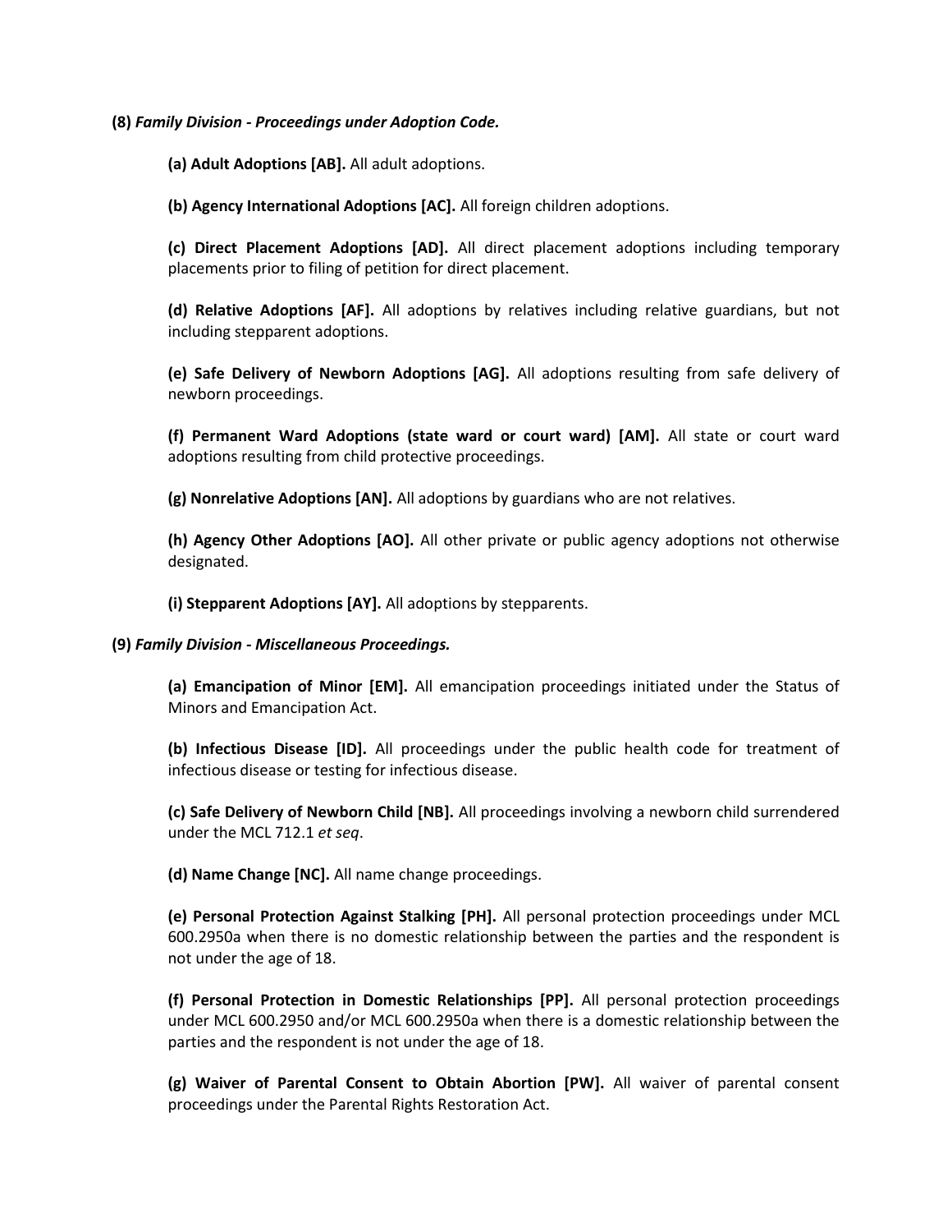**(8)** ***Family Division - Proceedings under Adoption Code.***

**(a) Adult Adoptions [AB].** All adult adoptions.

**(b) Agency International Adoptions [AC].** All foreign children adoptions.

**(c) Direct Placement Adoptions [AD].** All direct placement adoptions including temporary placements prior to filing of petition for direct placement.

**(d) Relative Adoptions [AF].** All adoptions by relatives including relative guardians, but not including stepparent adoptions.

**(e) Safe Delivery of Newborn Adoptions [AG].** All adoptions resulting from safe delivery of newborn proceedings.

**(f) Permanent Ward Adoptions (state ward or court ward) [AM].** All state or court ward adoptions resulting from child protective proceedings.

**(g) Nonrelative Adoptions [AN].** All adoptions by guardians who are not relatives.

**(h) Agency Other Adoptions [AO].** All other private or public agency adoptions not otherwise designated.

**(i) Stepparent Adoptions [AY].** All adoptions by stepparents.

**(9)** ***Family Division - Miscellaneous Proceedings.***

**(a) Emancipation of Minor [EM].** All emancipation proceedings initiated under the Status of Minors and Emancipation Act.

**(b) Infectious Disease [ID].** All proceedings under the public health code for treatment of infectious disease or testing for infectious disease.

**(c) Safe Delivery of Newborn Child [NB].** All proceedings involving a newborn child surrendered under the MCL 712.1 *et seq*.

**(d) Name Change [NC].** All name change proceedings.

**(e) Personal Protection Against Stalking [PH].** All personal protection proceedings under MCL 600.2950a when there is no domestic relationship between the parties and the respondent is not under the age of 18.

**(f) Personal Protection in Domestic Relationships [PP].** All personal protection proceedings under MCL 600.2950 and/or MCL 600.2950a when there is a domestic relationship between the parties and the respondent is not under the age of 18.

**(g) Waiver of Parental Consent to Obtain Abortion [PW].** All waiver of parental consent proceedings under the Parental Rights Restoration Act.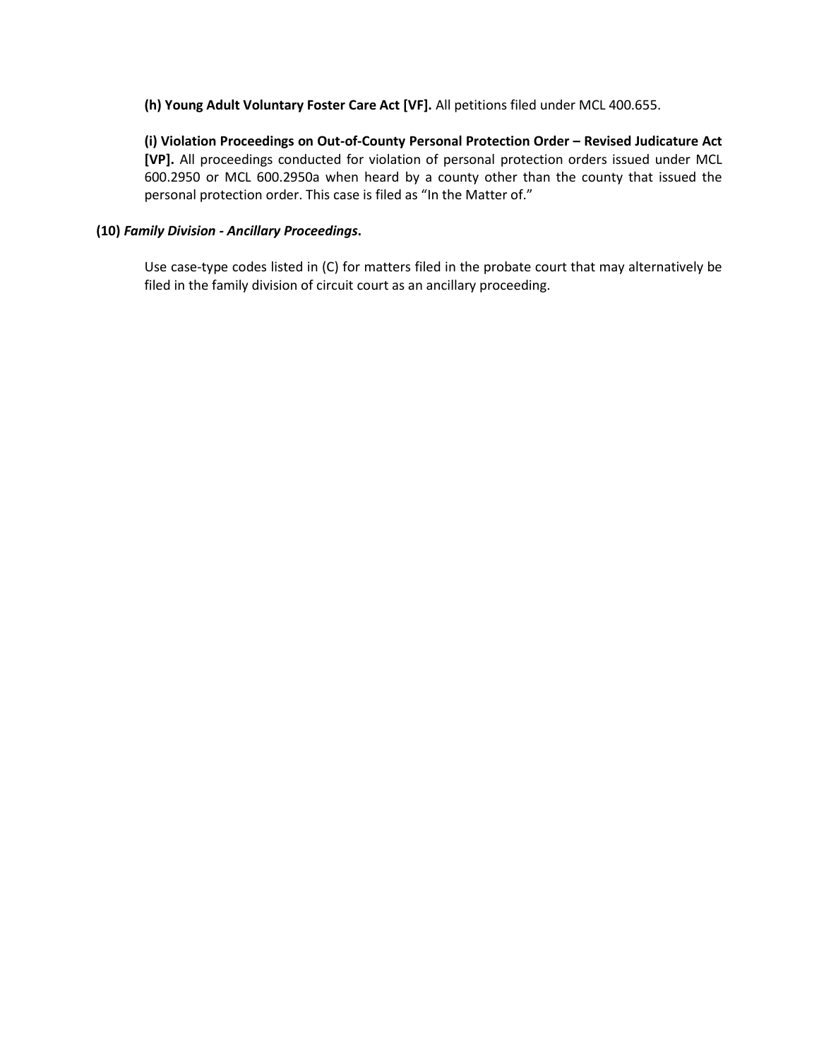**(h) Young Adult Voluntary Foster Care Act [VF].** All petitions filed under MCL 400.655.

**(i) Violation Proceedings on Out-of-County Personal Protection Order – Revised Judicature Act [VP].** All proceedings conducted for violation of personal protection orders issued under MCL 600.2950 or MCL 600.2950a when heard by a county other than the county that issued the personal protection order. This case is filed as "In the Matter of."

**(10)** ***Family Division - Ancillary Proceedings*****.**

Use case-type codes listed in (C) for matters filed in the probate court that may alternatively be filed in the family division of circuit court as an ancillary proceeding.